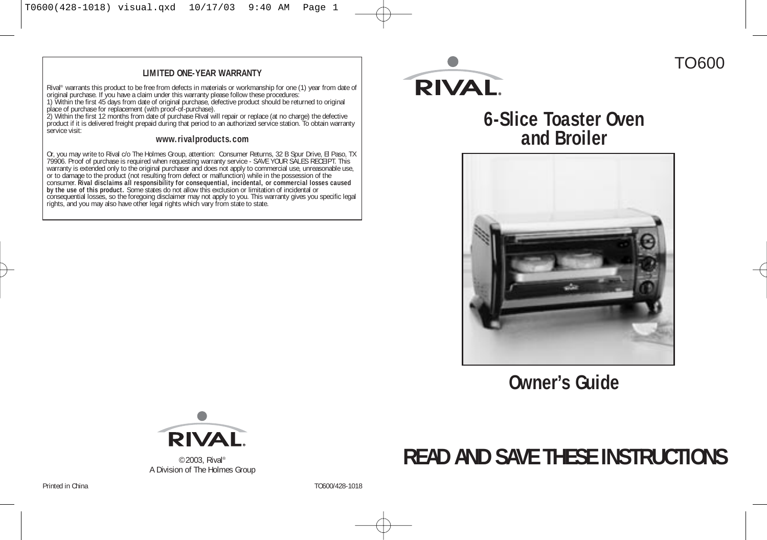## LIMITED ONE-YEAR WARRANTY

Rival® warrants this product to be free from defects in materials or workmanship for one (1) year from date of original purchase. If you have a claim under this warranty please follow these procedures:
1) Within the first 45 days from date of original purchase, defective product should be returned to original place of purchase for replacement (with proof-of-purchase).
2) Within the first 12 months from date of purchase Rival will repair or replace (at no charge) the defective product if it is delivered freight prepaid during that period to an authorized service station. To obtain warranty service visit:

**www.rivalproducts.com**

Or, you may write to Rival c/o The Holmes Group, attention: Consumer Returns, 32 B Spur Drive, El Paso, TX 79906. Proof of purchase is required when requesting warranty service - SAVE YOUR SALES RECEIPT. This warranty is extended only to the original purchaser and does not apply to commercial use, unreasonable use, or to damage to the product (not resulting from defect or malfunction) while in the possession of the consumer. **Rival disclaims all responsibility for consequential, incidental, or commercial losses caused by the use of this product.** Some states do not allow this exclusion or limitation of incidental or consequential losses, so the foregoing disclaimer may not apply to you. This warranty gives you specific legal rights, and you may also have other legal rights which vary from state to state.

RIVAL®

©2003, Rival®
A Division of The Holmes Group

Printed in China

TO600/428-1018

TO600

RIVAL®

# 6-Slice Toaster Oven and Broiler

## Owner's Guide

## READ AND SAVE THESE INSTRUCTIONS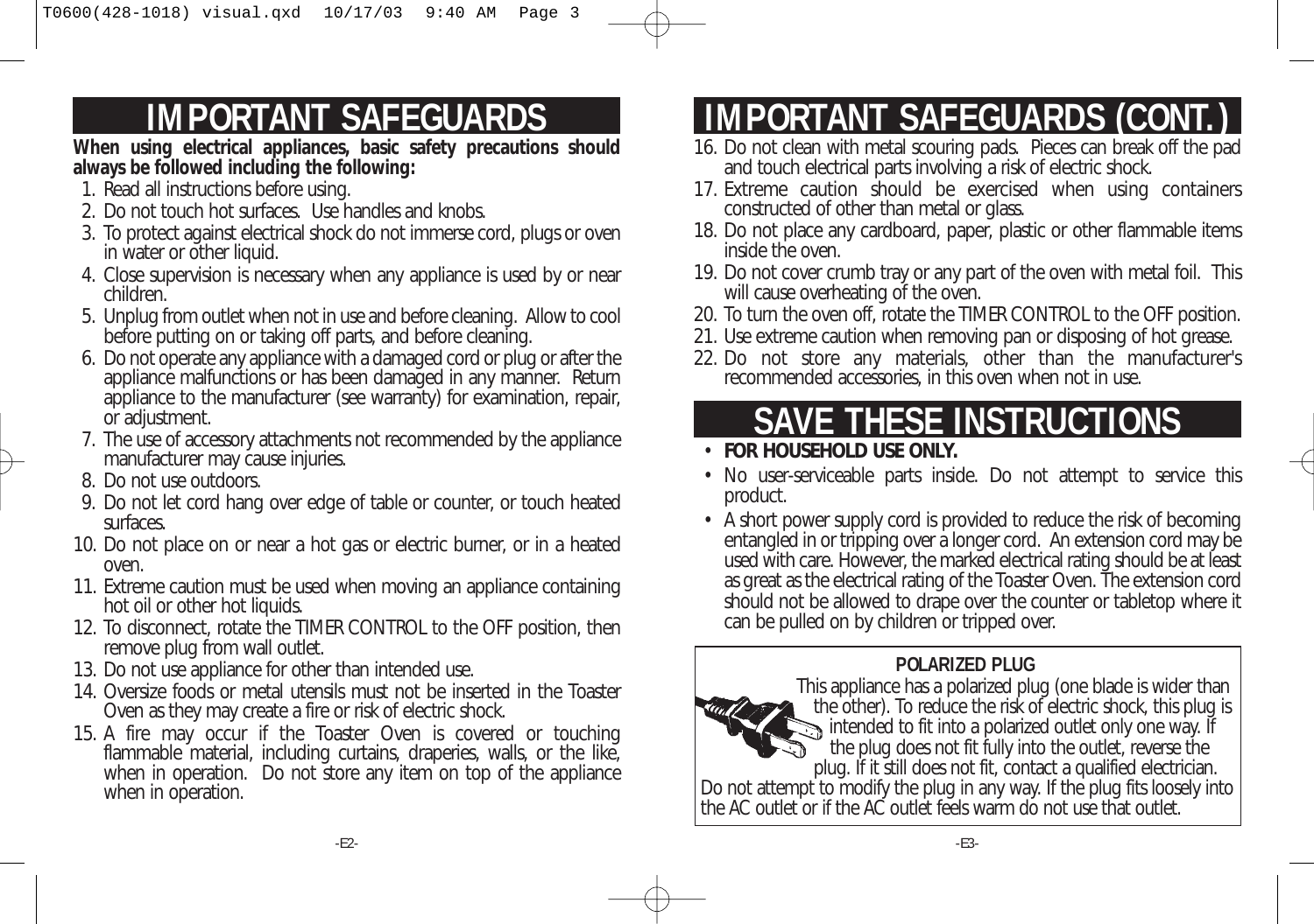# IMPORTANT SAFEGUARDS

**When using electrical appliances, basic safety precautions should always be followed including the following:**

1. Read all instructions before using.
2. Do not touch hot surfaces. Use handles and knobs.
3. To protect against electrical shock do not immerse cord, plugs or oven in water or other liquid.
4. Close supervision is necessary when any appliance is used by or near children.
5. Unplug from outlet when not in use and before cleaning. Allow to cool before putting on or taking off parts, and before cleaning.
6. Do not operate any appliance with a damaged cord or plug or after the appliance malfunctions or has been damaged in any manner. Return appliance to the manufacturer (see warranty) for examination, repair, or adjustment.
7. The use of accessory attachments not recommended by the appliance manufacturer may cause injuries.
8. Do not use outdoors.
9. Do not let cord hang over edge of table or counter, or touch heated surfaces.
10. Do not place on or near a hot gas or electric burner, or in a heated oven.
11. Extreme caution must be used when moving an appliance containing hot oil or other hot liquids.
12. To disconnect, rotate the TIMER CONTROL to the OFF position, then remove plug from wall outlet.
13. Do not use appliance for other than intended use.
14. Oversize foods or metal utensils must not be inserted in the Toaster Oven as they may create a fire or risk of electric shock.
15. A fire may occur if the Toaster Oven is covered or touching flammable material, including curtains, draperies, walls, or the like, when in operation. Do not store any item on top of the appliance when in operation.

# IMPORTANT SAFEGUARDS (CONT.)

16. Do not clean with metal scouring pads. Pieces can break off the pad and touch electrical parts involving a risk of electric shock.
17. Extreme caution should be exercised when using containers constructed of other than metal or glass.
18. Do not place any cardboard, paper, plastic or other flammable items inside the oven.
19. Do not cover crumb tray or any part of the oven with metal foil. This will cause overheating of the oven.
20. To turn the oven off, rotate the TIMER CONTROL to the OFF position.
21. Use extreme caution when removing pan or disposing of hot grease.
22. Do not store any materials, other than the manufacturer's recommended accessories, in this oven when not in use.

# SAVE THESE INSTRUCTIONS

- **FOR HOUSEHOLD USE ONLY.**
- No user-serviceable parts inside. Do not attempt to service this product.
- A short power supply cord is provided to reduce the risk of becoming entangled in or tripping over a longer cord. An extension cord may be used with care. However, the marked electrical rating should be at least as great as the electrical rating of the Toaster Oven. The extension cord should not be allowed to drape over the counter or tabletop where it can be pulled on by children or tripped over.

**POLARIZED PLUG**

This appliance has a polarized plug (one blade is wider than the other). To reduce the risk of electric shock, this plug is intended to fit into a polarized outlet only one way. If the plug does not fit fully into the outlet, reverse the plug. If it still does not fit, contact a qualified electrician. Do not attempt to modify the plug in any way. If the plug fits loosely into the AC outlet or if the AC outlet feels warm do not use that outlet.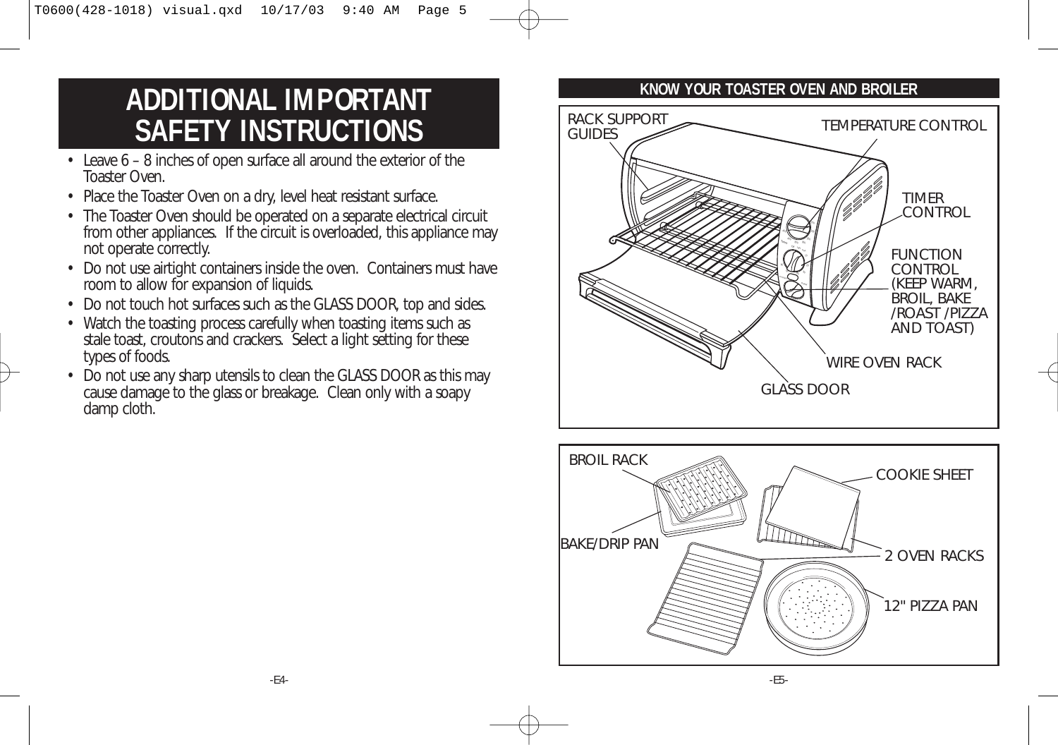# ADDITIONAL IMPORTANT SAFETY INSTRUCTIONS

- Leave 6 – 8 inches of open surface all around the exterior of the Toaster Oven.
- Place the Toaster Oven on a dry, level heat resistant surface.
- The Toaster Oven should be operated on a separate electrical circuit from other appliances. If the circuit is overloaded, this appliance may not operate correctly.
- Do not use airtight containers inside the oven. Containers must have room to allow for expansion of liquids.
- Do not touch hot surfaces such as the GLASS DOOR, top and sides.
- Watch the toasting process carefully when toasting items such as stale toast, croutons and crackers. Select a light setting for these types of foods.
- Do not use any sharp utensils to clean the GLASS DOOR as this may cause damage to the glass or breakage. Clean only with a soapy damp cloth.

## KNOW YOUR TOASTER OVEN AND BROILER

RACK SUPPORT GUIDES

TEMPERATURE CONTROL

TIMER CONTROL

FUNCTION CONTROL (KEEP WARM, BROIL, BAKE /ROAST /PIZZA AND TOAST)

WIRE OVEN RACK

GLASS DOOR

BROIL RACK

COOKIE SHEET

BAKE/DRIP PAN

2 OVEN RACKS

12" PIZZA PAN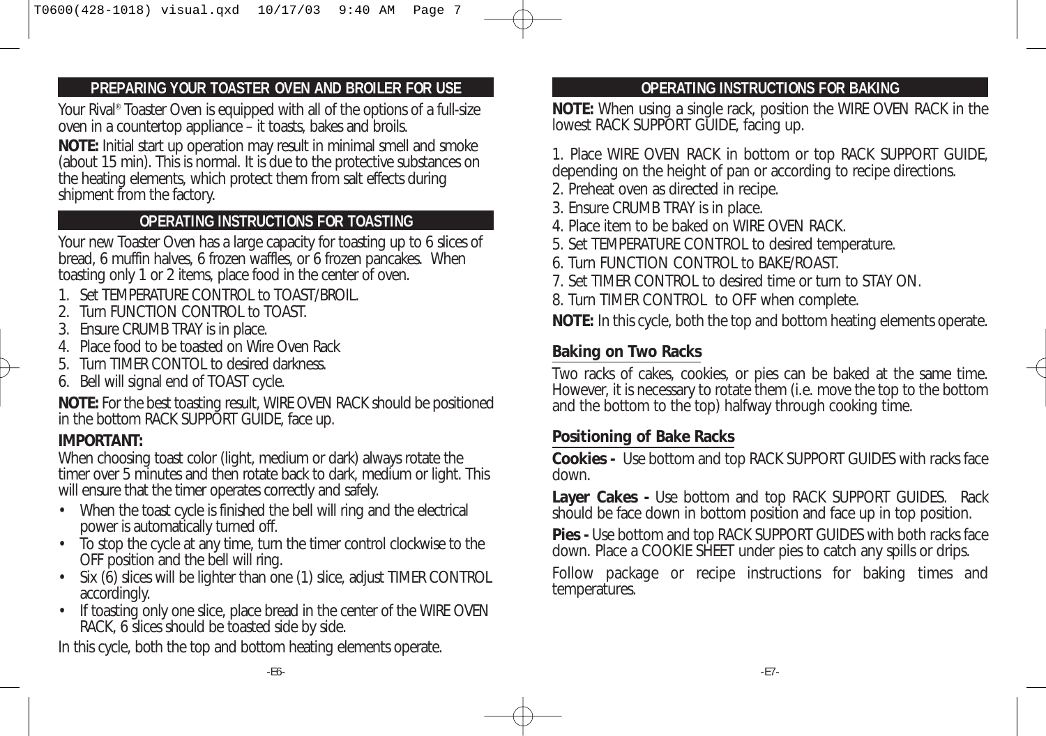## PREPARING YOUR TOASTER OVEN AND BROILER FOR USE

Your Rival® Toaster Oven is equipped with all of the options of a full-size oven in a countertop appliance – it toasts, bakes and broils.

**NOTE:** Initial start up operation may result in minimal smell and smoke (about 15 min). This is normal. It is due to the protective substances on the heating elements, which protect them from salt effects during shipment from the factory.

## OPERATING INSTRUCTIONS FOR TOASTING

Your new Toaster Oven has a large capacity for toasting up to 6 slices of bread, 6 muffin halves, 6 frozen waffles, or 6 frozen pancakes. When toasting only 1 or 2 items, place food in the center of oven.

1. Set TEMPERATURE CONTROL to TOAST/BROIL.
2. Turn FUNCTION CONTROL to TOAST.
3. Ensure CRUMB TRAY is in place.
4. Place food to be toasted on Wire Oven Rack
5. Turn TIMER CONTOL to desired darkness.
6. Bell will signal end of TOAST cycle.

**NOTE:** For the best toasting result, WIRE OVEN RACK should be positioned in the bottom RACK SUPPORT GUIDE, face up.

**IMPORTANT:**

When choosing toast color (light, medium or dark) always rotate the timer over 5 minutes and then rotate back to dark, medium or light. This will ensure that the timer operates correctly and safely.

- When the toast cycle is finished the bell will ring and the electrical power is automatically turned off.
- To stop the cycle at any time, turn the timer control clockwise to the OFF position and the bell will ring.
- Six (6) slices will be lighter than one (1) slice, adjust TIMER CONTROL accordingly.
- If toasting only one slice, place bread in the center of the WIRE OVEN RACK, 6 slices should be toasted side by side.

In this cycle, both the top and bottom heating elements operate.

## OPERATING INSTRUCTIONS FOR BAKING

**NOTE:** When using a single rack, position the WIRE OVEN RACK in the lowest RACK SUPPORT GUIDE, facing up.

1. Place WIRE OVEN RACK in bottom or top RACK SUPPORT GUIDE, depending on the height of pan or according to recipe directions.
2. Preheat oven as directed in recipe.
3. Ensure CRUMB TRAY is in place.
4. Place item to be baked on WIRE OVEN RACK.
5. Set TEMPERATURE CONTROL to desired temperature.
6. Turn FUNCTION CONTROL to BAKE/ROAST.
7. Set TIMER CONTROL to desired time or turn to STAY ON.
8. Turn TIMER CONTROL to OFF when complete.

**NOTE:** In this cycle, both the top and bottom heating elements operate.

### Baking on Two Racks

Two racks of cakes, cookies, or pies can be baked at the same time. However, it is necessary to rotate them (i.e. move the top to the bottom and the bottom to the top) halfway through cooking time.

### Positioning of Bake Racks

**Cookies -** Use bottom and top RACK SUPPORT GUIDES with racks face down.

**Layer Cakes -** Use bottom and top RACK SUPPORT GUIDES. Rack should be face down in bottom position and face up in top position.

**Pies -** Use bottom and top RACK SUPPORT GUIDES with both racks face down. Place a COOKIE SHEET under pies to catch any spills or drips.

Follow package or recipe instructions for baking times and temperatures.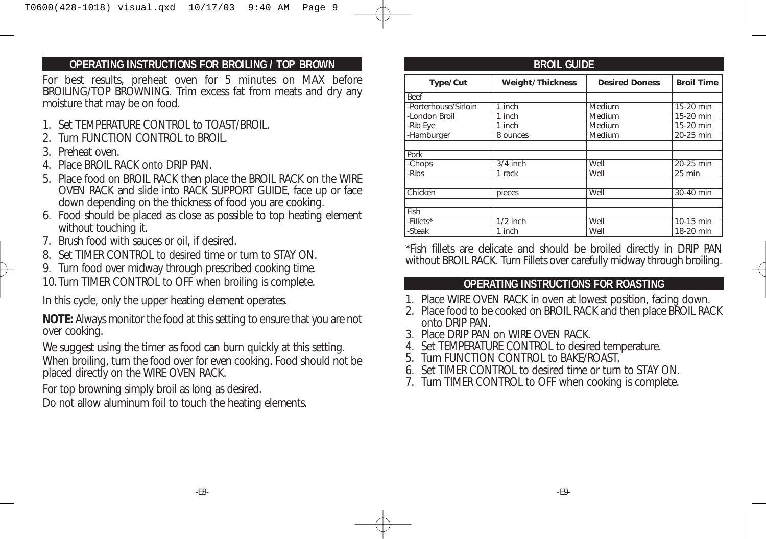## OPERATING INSTRUCTIONS FOR BROILING / TOP BROWN

For best results, preheat oven for 5 minutes on MAX before BROILING/TOP BROWNING. Trim excess fat from meats and dry any moisture that may be on food.

1. Set TEMPERATURE CONTROL to TOAST/BROIL.
2. Turn FUNCTION CONTROL to BROIL.
3. Preheat oven.
4. Place BROIL RACK onto DRIP PAN.
5. Place food on BROIL RACK then place the BROIL RACK on the WIRE OVEN RACK and slide into RACK SUPPORT GUIDE, face up or face down depending on the thickness of food you are cooking.
6. Food should be placed as close as possible to top heating element without touching it.
7. Brush food with sauces or oil, if desired.
8. Set TIMER CONTROL to desired time or turn to STAY ON.
9. Turn food over midway through prescribed cooking time.
10. Turn TIMER CONTROL to OFF when broiling is complete.

In this cycle, only the upper heating element operates.

**NOTE:** Always monitor the food at this setting to ensure that you are not over cooking.

We suggest using the timer as food can burn quickly at this setting.

When broiling, turn the food over for even cooking. Food should not be placed directly on the WIRE OVEN RACK.

For top browning simply broil as long as desired.

Do not allow aluminum foil to touch the heating elements.

## BROIL GUIDE

| Type/Cut | Weight/Thickness | Desired Doness | Broil Time |
|---|---|---|---|
| Beef | | | |
| -Porterhouse/Sirloin | 1 inch | Medium | 15-20 min |
| -London Broil | 1 inch | Medium | 15-20 min |
| -Rib Eye | 1 inch | Medium | 15-20 min |
| -Hamburger | 8 ounces | Medium | 20-25 min |
| | | | |
| Pork | | | |
| -Chops | 3/4 inch | Well | 20-25 min |
| -Ribs | 1 rack | Well | 25 min |
| | | | |
| Chicken | pieces | Well | 30-40 min |
| | | | |
| Fish | | | |
| -Fillets* | 1/2 inch | Well | 10-15 min |
| -Steak | 1 inch | Well | 18-20 min |

*Fish fillets are delicate and should be broiled directly in DRIP PAN without BROIL RACK. Turn Fillets over carefully midway through broiling.

## OPERATING INSTRUCTIONS FOR ROASTING

1. Place WIRE OVEN RACK in oven at lowest position, facing down.
2. Place food to be cooked on BROIL RACK and then place BROIL RACK onto DRIP PAN.
3. Place DRIP PAN on WIRE OVEN RACK.
4. Set TEMPERATURE CONTROL to desired temperature.
5. Turn FUNCTION CONTROL to BAKE/ROAST.
6. Set TIMER CONTROL to desired time or turn to STAY ON.
7. Turn TIMER CONTROL to OFF when cooking is complete.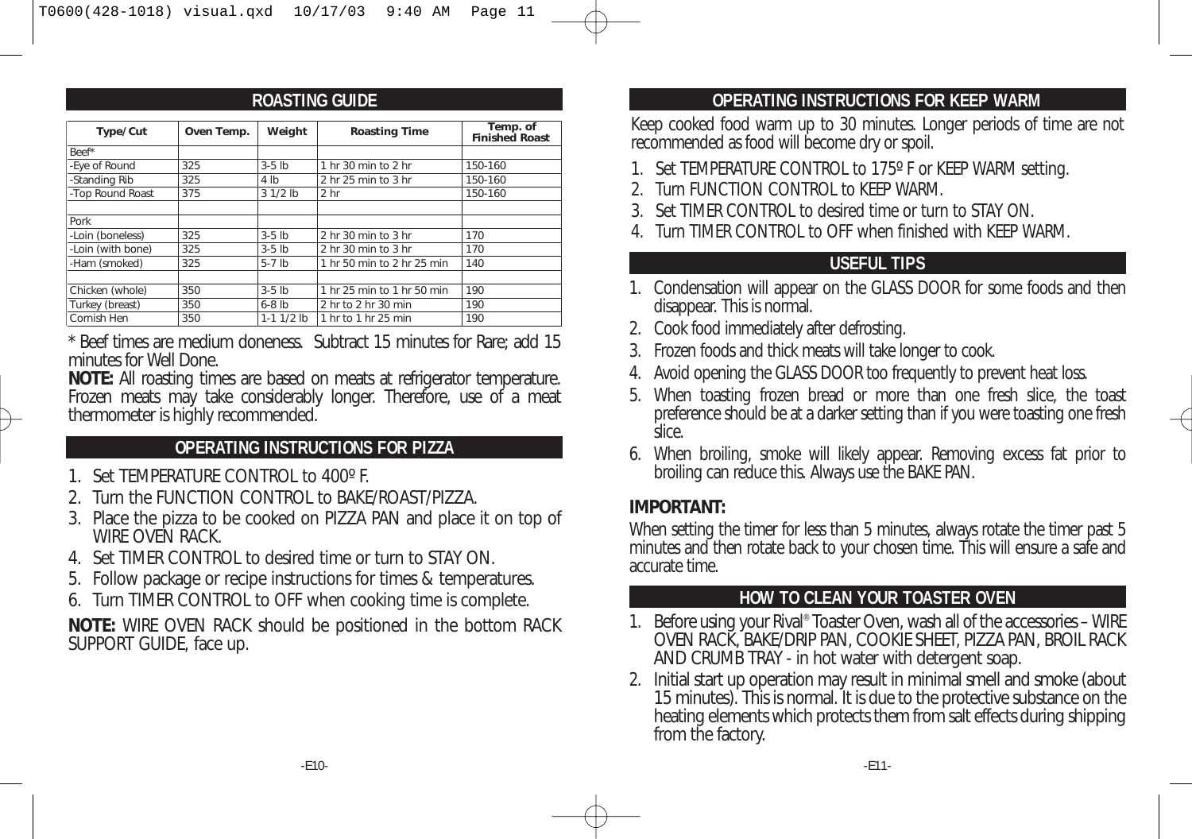## ROASTING GUIDE

| Type/Cut | Oven Temp. | Weight | Roasting Time | Temp. of Finished Roast |
|---|---|---|---|---|
| Beef* | | | | |
| -Eye of Round | 325 | 3-5 lb | 1 hr 30 min to 2 hr | 150-160 |
| -Standing Rib | 325 | 4 lb | 2 hr 25 min to 3 hr | 150-160 |
| -Top Round Roast | 375 | 3 1/2 lb | 2 hr | 150-160 |
| | | | | |
| Pork | | | | |
| -Loin (boneless) | 325 | 3-5 lb | 2 hr 30 min to 3 hr | 170 |
| -Loin (with bone) | 325 | 3-5 lb | 2 hr 30 min to 3 hr | 170 |
| -Ham (smoked) | 325 | 5-7 lb | 1 hr 50 min to 2 hr 25 min | 140 |
| | | | | |
| Chicken (whole) | 350 | 3-5 lb | 1 hr 25 min to 1 hr 50 min | 190 |
| Turkey (breast) | 350 | 6-8 lb | 2 hr to 2 hr 30 min | 190 |
| Cornish Hen | 350 | 1-1 1/2 lb | 1 hr to 1 hr 25 min | 190 |

* Beef times are medium doneness. Subtract 15 minutes for Rare; add 15 minutes for Well Done.

**NOTE:** All roasting times are based on meats at refrigerator temperature. Frozen meats may take considerably longer. Therefore, use of a meat thermometer is highly recommended.

## OPERATING INSTRUCTIONS FOR PIZZA

1. Set TEMPERATURE CONTROL to 400º F.
2. Turn the FUNCTION CONTROL to BAKE/ROAST/PIZZA.
3. Place the pizza to be cooked on PIZZA PAN and place it on top of WIRE OVEN RACK.
4. Set TIMER CONTROL to desired time or turn to STAY ON.
5. Follow package or recipe instructions for times & temperatures.
6. Turn TIMER CONTROL to OFF when cooking time is complete.

**NOTE:** WIRE OVEN RACK should be positioned in the bottom RACK SUPPORT GUIDE, face up.

## OPERATING INSTRUCTIONS FOR KEEP WARM

Keep cooked food warm up to 30 minutes. Longer periods of time are not recommended as food will become dry or spoil.

1. Set TEMPERATURE CONTROL to 175º F or KEEP WARM setting.
2. Turn FUNCTION CONTROL to KEEP WARM.
3. Set TIMER CONTROL to desired time or turn to STAY ON.
4. Turn TIMER CONTROL to OFF when finished with KEEP WARM.

## USEFUL TIPS

1. Condensation will appear on the GLASS DOOR for some foods and then disappear. This is normal.
2. Cook food immediately after defrosting.
3. Frozen foods and thick meats will take longer to cook.
4. Avoid opening the GLASS DOOR too frequently to prevent heat loss.
5. When toasting frozen bread or more than one fresh slice, the toast preference should be at a darker setting than if you were toasting one fresh slice.
6. When broiling, smoke will likely appear. Removing excess fat prior to broiling can reduce this. Always use the BAKE PAN.

### IMPORTANT:

When setting the timer for less than 5 minutes, always rotate the timer past 5 minutes and then rotate back to your chosen time. This will ensure a safe and accurate time.

## HOW TO CLEAN YOUR TOASTER OVEN

1. Before using your Rival® Toaster Oven, wash all of the accessories – WIRE OVEN RACK, BAKE/DRIP PAN, COOKIE SHEET, PIZZA PAN, BROIL RACK AND CRUMB TRAY - in hot water with detergent soap.
2. Initial start up operation may result in minimal smell and smoke (about 15 minutes). This is normal. It is due to the protective substance on the heating elements which protects them from salt effects during shipping from the factory.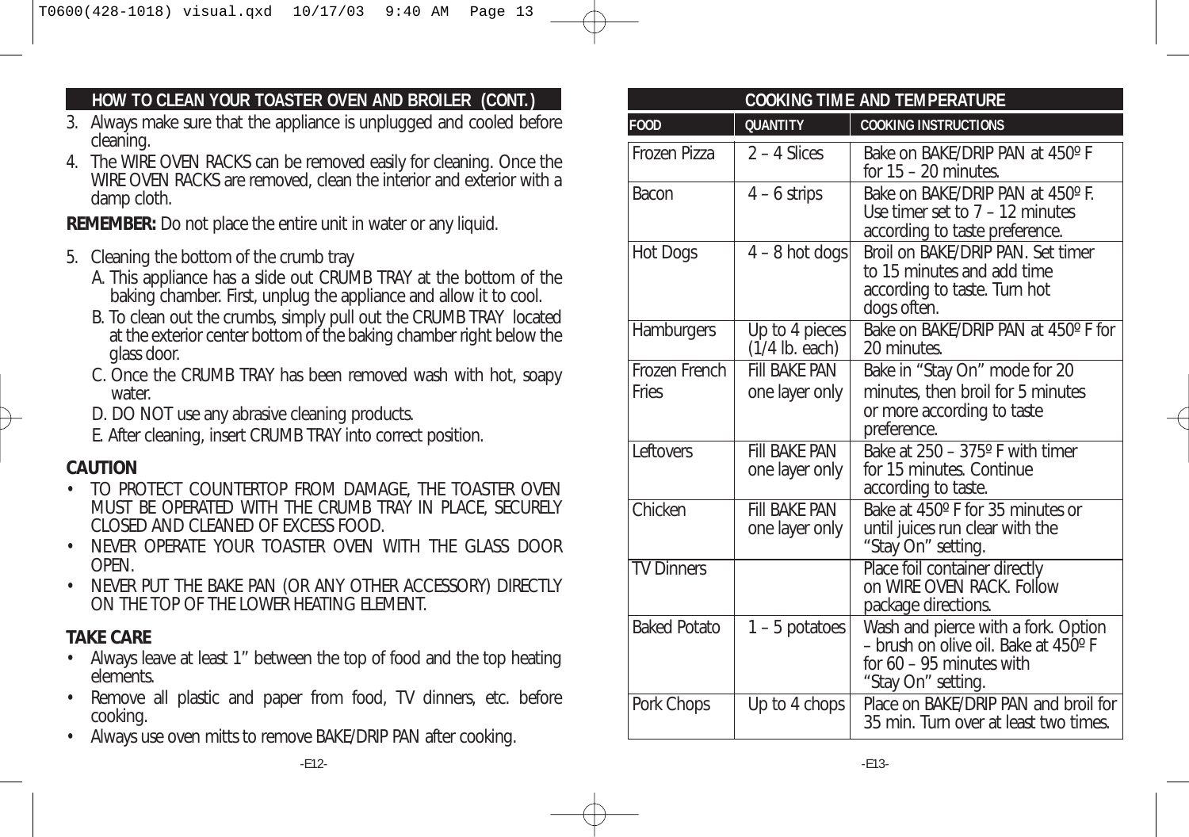## HOW TO CLEAN YOUR TOASTER OVEN AND BROILER (CONT.)

3. Always make sure that the appliance is unplugged and cooled before cleaning.
4. The WIRE OVEN RACKS can be removed easily for cleaning. Once the WIRE OVEN RACKS are removed, clean the interior and exterior with a damp cloth.

**REMEMBER:** Do not place the entire unit in water or any liquid.

5. Cleaning the bottom of the crumb tray
   A. This appliance has a slide out CRUMB TRAY at the bottom of the baking chamber. First, unplug the appliance and allow it to cool.
   B. To clean out the crumbs, simply pull out the CRUMB TRAY located at the exterior center bottom of the baking chamber right below the glass door.
   C. Once the CRUMB TRAY has been removed wash with hot, soapy water.
   D. DO NOT use any abrasive cleaning products.
   E. After cleaning, insert CRUMB TRAY into correct position.

### CAUTION

- TO PROTECT COUNTERTOP FROM DAMAGE, THE TOASTER OVEN MUST BE OPERATED WITH THE CRUMB TRAY IN PLACE, SECURELY CLOSED AND CLEANED OF EXCESS FOOD.
- NEVER OPERATE YOUR TOASTER OVEN WITH THE GLASS DOOR OPEN.
- NEVER PUT THE BAKE PAN (OR ANY OTHER ACCESSORY) DIRECTLY ON THE TOP OF THE LOWER HEATING ELEMENT.

### TAKE CARE

- Always leave at least 1" between the top of food and the top heating elements.
- Remove all plastic and paper from food, TV dinners, etc. before cooking.
- Always use oven mitts to remove BAKE/DRIP PAN after cooking.

## COOKING TIME AND TEMPERATURE

| FOOD | QUANTITY | COOKING INSTRUCTIONS |
|---|---|---|
| Frozen Pizza | 2 – 4 Slices | Bake on BAKE/DRIP PAN at 450º F for 15 – 20 minutes. |
| Bacon | 4 – 6 strips | Bake on BAKE/DRIP PAN at 450º F. Use timer set to 7 – 12 minutes according to taste preference. |
| Hot Dogs | 4 – 8 hot dogs | Broil on BAKE/DRIP PAN. Set timer to 15 minutes and add time according to taste. Turn hot dogs often. |
| Hamburgers | Up to 4 pieces (1/4 lb. each) | Bake on BAKE/DRIP PAN at 450º F for 20 minutes. |
| Frozen French Fries | Fill BAKE PAN one layer only | Bake in "Stay On" mode for 20 minutes, then broil for 5 minutes or more according to taste preference. |
| Leftovers | Fill BAKE PAN one layer only | Bake at 250 – 375º F with timer for 15 minutes. Continue according to taste. |
| Chicken | Fill BAKE PAN one layer only | Bake at 450º F for 35 minutes or until juices run clear with the "Stay On" setting. |
| TV Dinners | | Place foil container directly on WIRE OVEN RACK. Follow package directions. |
| Baked Potato | 1 – 5 potatoes | Wash and pierce with a fork. Option – brush on olive oil. Bake at 450º F for 60 – 95 minutes with "Stay On" setting. |
| Pork Chops | Up to 4 chops | Place on BAKE/DRIP PAN and broil for 35 min. Turn over at least two times. |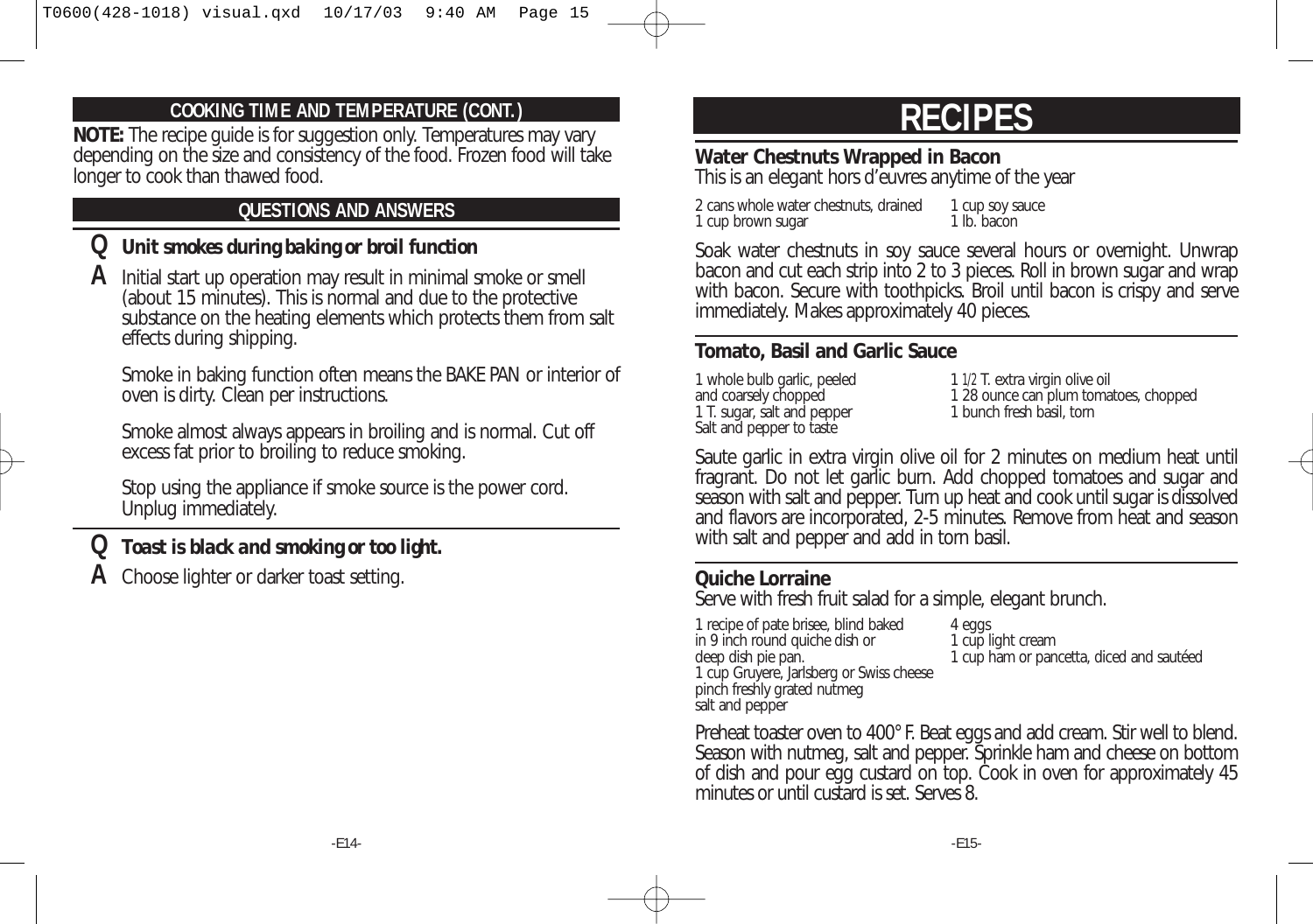## COOKING TIME AND TEMPERATURE (CONT.)

**NOTE:** The recipe guide is for suggestion only. Temperatures may vary depending on the size and consistency of the food. Frozen food will take longer to cook than thawed food.

## QUESTIONS AND ANSWERS

**Q Unit smokes during baking or broil function**

**A** Initial start up operation may result in minimal smoke or smell (about 15 minutes). This is normal and due to the protective substance on the heating elements which protects them from salt effects during shipping.

Smoke in baking function often means the BAKE PAN or interior of oven is dirty. Clean per instructions.

Smoke almost always appears in broiling and is normal. Cut off excess fat prior to broiling to reduce smoking.

Stop using the appliance if smoke source is the power cord. Unplug immediately.

**Q Toast is black and smoking or too light.**

**A** Choose lighter or darker toast setting.

# RECIPES

### Water Chestnuts Wrapped in Bacon

This is an elegant hors d'euvres anytime of the year

2 cans whole water chestnuts, drained
1 cup brown sugar
1 cup soy sauce
1 lb. bacon

Soak water chestnuts in soy sauce several hours or overnight. Unwrap bacon and cut each strip into 2 to 3 pieces. Roll in brown sugar and wrap with bacon. Secure with toothpicks. Broil until bacon is crispy and serve immediately. Makes approximately 40 pieces.

### Tomato, Basil and Garlic Sauce

1 whole bulb garlic, peeled and coarsely chopped
1 T. sugar, salt and pepper
Salt and pepper to taste
1 1/2 T. extra virgin olive oil
1 28 ounce can plum tomatoes, chopped
1 bunch fresh basil, torn

Saute garlic in extra virgin olive oil for 2 minutes on medium heat until fragrant. Do not let garlic burn. Add chopped tomatoes and sugar and season with salt and pepper. Turn up heat and cook until sugar is dissolved and flavors are incorporated, 2-5 minutes. Remove from heat and season with salt and pepper and add in torn basil.

### Quiche Lorraine

Serve with fresh fruit salad for a simple, elegant brunch.

1 recipe of pate brisee, blind baked in 9 inch round quiche dish or deep dish pie pan.
1 cup Gruyere, Jarlsberg or Swiss cheese
pinch freshly grated nutmeg
salt and pepper
4 eggs
1 cup light cream
1 cup ham or pancetta, diced and sautéed

Preheat toaster oven to 400° F. Beat eggs and add cream. Stir well to blend. Season with nutmeg, salt and pepper. Sprinkle ham and cheese on bottom of dish and pour egg custard on top. Cook in oven for approximately 45 minutes or until custard is set. Serves 8.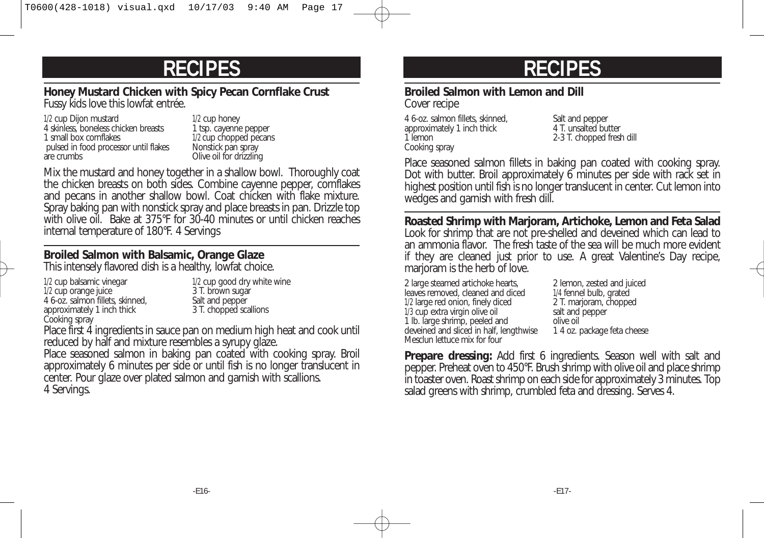# RECIPES

## Honey Mustard Chicken with Spicy Pecan Cornflake Crust

Fussy kids love this lowfat entrée.

1/2 cup Dijon mustard
4 skinless, boneless chicken breasts
1 small box cornflakes
 pulsed in food processor until flakes
are crumbs
1/2 cup honey
1 tsp. cayenne pepper
1/2 cup chopped pecans
Nonstick pan spray
Olive oil for drizzling

Mix the mustard and honey together in a shallow bowl. Thoroughly coat the chicken breasts on both sides. Combine cayenne pepper, cornflakes and pecans in another shallow bowl. Coat chicken with flake mixture. Spray baking pan with nonstick spray and place breasts in pan. Drizzle top with olive oil. Bake at 375°F for 30-40 minutes or until chicken reaches internal temperature of 180°F. 4 Servings

## Broiled Salmon with Balsamic, Orange Glaze

This intensely flavored dish is a healthy, lowfat choice.

1/2 cup balsamic vinegar
1/2 cup orange juice
4 6-oz. salmon fillets, skinned,
approximately 1 inch thick
Cooking spray
1/2 cup good dry white wine
3 T. brown sugar
Salt and pepper
3 T. chopped scallions

Place first 4 ingredients in sauce pan on medium high heat and cook until reduced by half and mixture resembles a syrupy glaze.

Place seasoned salmon in baking pan coated with cooking spray. Broil approximately 6 minutes per side or until fish is no longer translucent in center. Pour glaze over plated salmon and garnish with scallions.
4 Servings.

# RECIPES

## Broiled Salmon with Lemon and Dill

Cover recipe

4 6-oz. salmon fillets, skinned,
approximately 1 inch thick
1 lemon
Cooking spray
Salt and pepper
4 T. unsalted butter
2-3 T. chopped fresh dill

Place seasoned salmon fillets in baking pan coated with cooking spray. Dot with butter. Broil approximately 6 minutes per side with rack set in highest position until fish is no longer translucent in center. Cut lemon into wedges and garnish with fresh dill.

## Roasted Shrimp with Marjoram, Artichoke, Lemon and Feta Salad

Look for shrimp that are not pre-shelled and deveined which can lead to an ammonia flavor. The fresh taste of the sea will be much more evident if they are cleaned just prior to use. A great Valentine's Day recipe, marjoram is the herb of love.

2 large steamed artichoke hearts,
leaves removed, cleaned and diced
1/2 large red onion, finely diced
1/3 cup extra virgin olive oil
1 lb. large shrimp, peeled and
deveined and sliced in half, lengthwise
Mesclun lettuce mix for four
2 lemon, zested and juiced
1/4 fennel bulb, grated
2 T. marjoram, chopped
salt and pepper
olive oil
1 4 oz. package feta cheese

**Prepare dressing:** Add first 6 ingredients. Season well with salt and pepper. Preheat oven to 450°F. Brush shrimp with olive oil and place shrimp in toaster oven. Roast shrimp on each side for approximately 3 minutes. Top salad greens with shrimp, crumbled feta and dressing. Serves 4.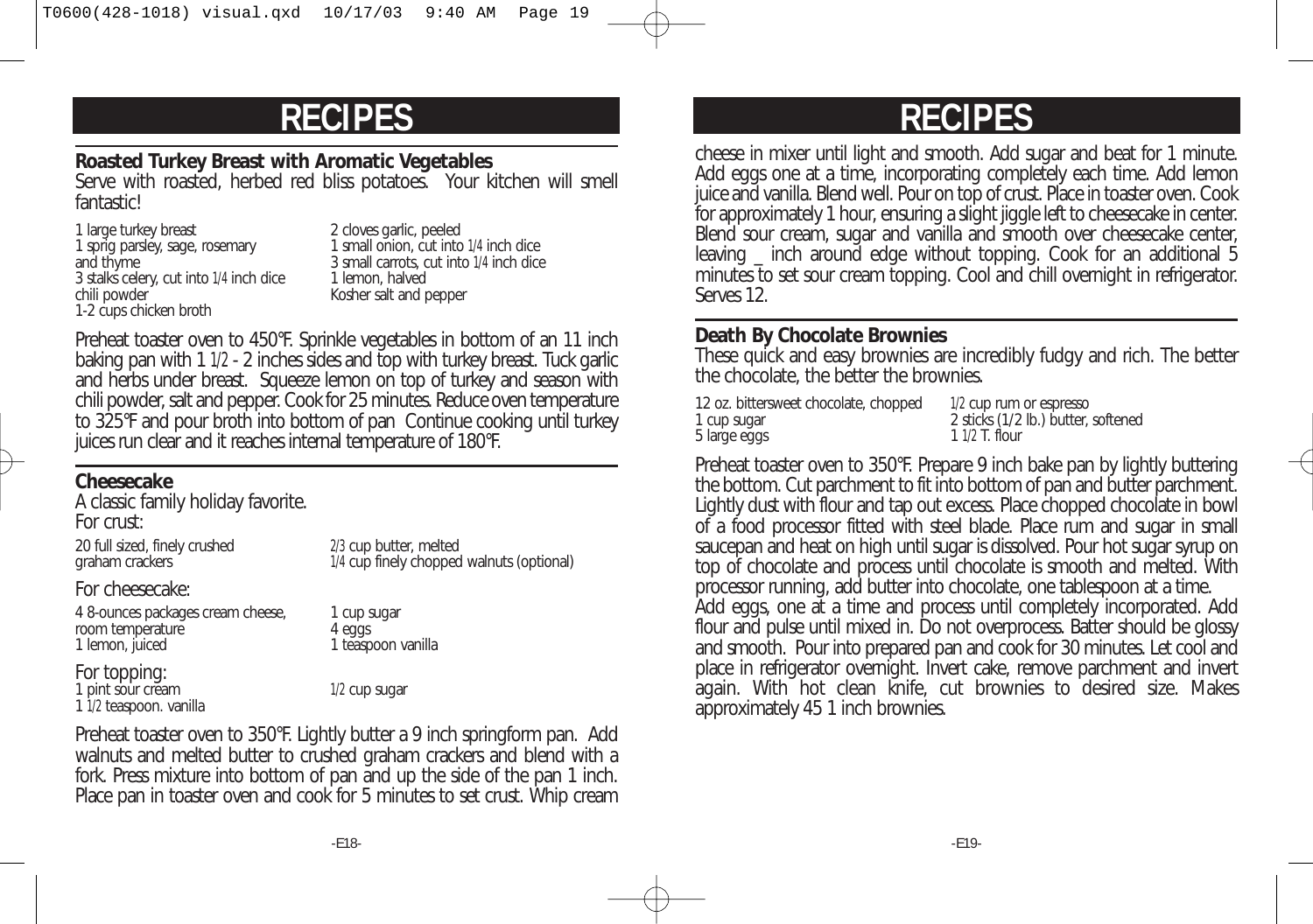# RECIPES

## Roasted Turkey Breast with Aromatic Vegetables

Serve with roasted, herbed red bliss potatoes. Your kitchen will smell fantastic!

- 1 large turkey breast
- 1 sprig parsley, sage, rosemary and thyme
- 3 stalks celery, cut into 1/4 inch dice
- chili powder
- 1-2 cups chicken broth
- 2 cloves garlic, peeled
- 1 small onion, cut into 1/4 inch dice
- 3 small carrots, cut into 1/4 inch dice
- 1 lemon, halved
- Kosher salt and pepper

Preheat toaster oven to 450°F. Sprinkle vegetables in bottom of an 11 inch baking pan with 1 1/2 - 2 inches sides and top with turkey breast. Tuck garlic and herbs under breast. Squeeze lemon on top of turkey and season with chili powder, salt and pepper. Cook for 25 minutes. Reduce oven temperature to 325°F and pour broth into bottom of pan Continue cooking until turkey juices run clear and it reaches internal temperature of 180°F.

## Cheesecake

A classic family holiday favorite.

For crust:

- 20 full sized, finely crushed graham crackers
- 2/3 cup butter, melted
- 1/4 cup finely chopped walnuts (optional)

For cheesecake:

- 4 8-ounces packages cream cheese, room temperature
- 1 lemon, juiced
- 1 cup sugar
- 4 eggs
- 1 teaspoon vanilla

For topping:

- 1 pint sour cream
- 1 1/2 teaspoon. vanilla
- 1/2 cup sugar

Preheat toaster oven to 350°F. Lightly butter a 9 inch springform pan. Add walnuts and melted butter to crushed graham crackers and blend with a fork. Press mixture into bottom of pan and up the side of the pan 1 inch. Place pan in toaster oven and cook for 5 minutes to set crust. Whip cream cheese in mixer until light and smooth. Add sugar and beat for 1 minute. Add eggs one at a time, incorporating completely each time. Add lemon juice and vanilla. Blend well. Pour on top of crust. Place in toaster oven. Cook for approximately 1 hour, ensuring a slight jiggle left to cheesecake in center. Blend sour cream, sugar and vanilla and smooth over cheesecake center, leaving _ inch around edge without topping. Cook for an additional 5 minutes to set sour cream topping. Cool and chill overnight in refrigerator. Serves 12.

## Death By Chocolate Brownies

These quick and easy brownies are incredibly fudgy and rich. The better the chocolate, the better the brownies.

- 12 oz. bittersweet chocolate, chopped
- 1 cup sugar
- 5 large eggs
- 1/2 cup rum or espresso
- 2 sticks (1/2 lb.) butter, softened
- 1 1/2 T. flour

Preheat toaster oven to 350°F. Prepare 9 inch bake pan by lightly buttering the bottom. Cut parchment to fit into bottom of pan and butter parchment. Lightly dust with flour and tap out excess. Place chopped chocolate in bowl of a food processor fitted with steel blade. Place rum and sugar in small saucepan and heat on high until sugar is dissolved. Pour hot sugar syrup on top of chocolate and process until chocolate is smooth and melted. With processor running, add butter into chocolate, one tablespoon at a time.

Add eggs, one at a time and process until completely incorporated. Add flour and pulse until mixed in. Do not overprocess. Batter should be glossy and smooth. Pour into prepared pan and cook for 30 minutes. Let cool and place in refrigerator overnight. Invert cake, remove parchment and invert again. With hot clean knife, cut brownies to desired size. Makes approximately 45 1 inch brownies.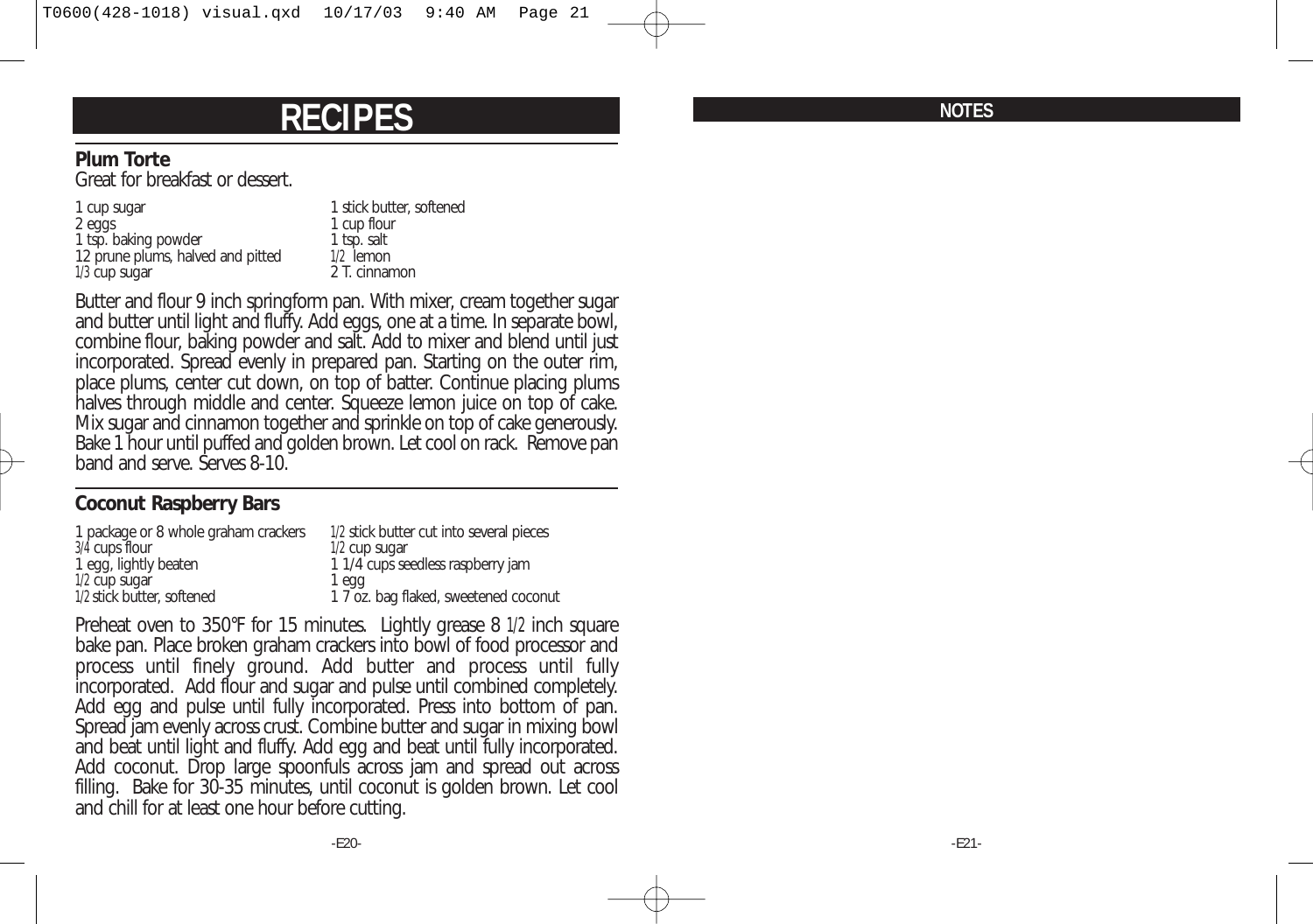# RECIPES

## Plum Torte

Great for breakfast or dessert.

- 1 cup sugar
- 2 eggs
- 1 tsp. baking powder
- 12 prune plums, halved and pitted
- 1/3 cup sugar
- 1 stick butter, softened
- 1 cup flour
- 1 tsp. salt
- 1/2 lemon
- 2 T. cinnamon

Butter and flour 9 inch springform pan. With mixer, cream together sugar and butter until light and fluffy. Add eggs, one at a time. In separate bowl, combine flour, baking powder and salt. Add to mixer and blend until just incorporated. Spread evenly in prepared pan. Starting on the outer rim, place plums, center cut down, on top of batter. Continue placing plums halves through middle and center. Squeeze lemon juice on top of cake. Mix sugar and cinnamon together and sprinkle on top of cake generously. Bake 1 hour until puffed and golden brown. Let cool on rack. Remove pan band and serve. Serves 8-10.

## Coconut Raspberry Bars

- 1 package or 8 whole graham crackers
- 3/4 cups flour
- 1 egg, lightly beaten
- 1/2 cup sugar
- 1/2 stick butter, softened
- 1/2 stick butter cut into several pieces
- 1/2 cup sugar
- 1 1/4 cups seedless raspberry jam
- 1 egg
- 1 7 oz. bag flaked, sweetened coconut

Preheat oven to 350°F for 15 minutes. Lightly grease 8 1/2 inch square bake pan. Place broken graham crackers into bowl of food processor and process until finely ground. Add butter and process until fully incorporated. Add flour and sugar and pulse until combined completely. Add egg and pulse until fully incorporated. Press into bottom of pan. Spread jam evenly across crust. Combine butter and sugar in mixing bowl and beat until light and fluffy. Add egg and beat until fully incorporated. Add coconut. Drop large spoonfuls across jam and spread out across filling. Bake for 30-35 minutes, until coconut is golden brown. Let cool and chill for at least one hour before cutting.

# NOTES